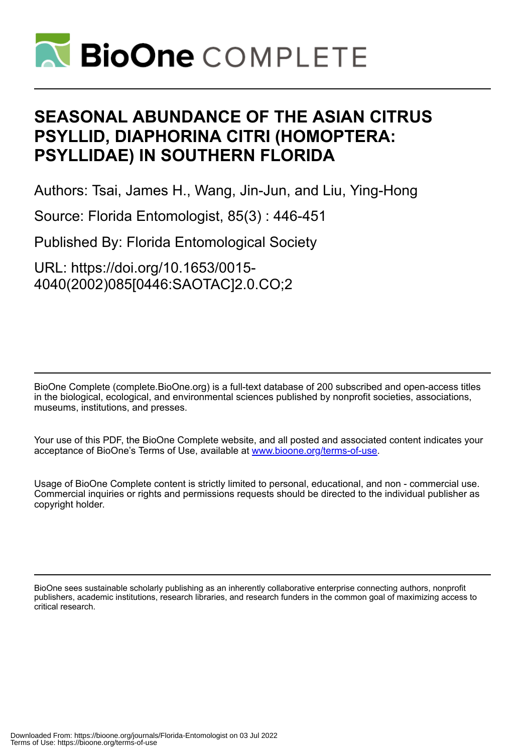# SEASONAL ABUNDANCE OF THE ASIAN CITRUS PSYLLID, DIAPHORINA CITRI (HOMOPTERA: PSYLLIDAE) IN SOUTHERN FLORIDA

Authors: Tsai, James H., Wang, Jin-Jun, and Liu, Ying-Hong

Source: Florida Entomologist, 85(3) : 446-451

Published By: Florida Entomological Society

URL: https://doi.org/10.1653/0015-4040(2002)085[0446:SAOTAC]2.0.CO;2

BioOne Complete (complete.BioOne.org) is a full-text database of 200 subscribed and open-access titles in the biological, ecological, and environmental sciences published by nonprofit societies, associations, museums, institutions, and presses.

Your use of this PDF, the BioOne Complete website, and all posted and associated content indicates your acceptance of BioOne's Terms of Use, available at www.bioone.org/terms-of-use.

Usage of BioOne Complete content is strictly limited to personal, educational, and non - commercial use. Commercial inquiries or rights and permissions requests should be directed to the individual publisher as copyright holder.

BioOne sees sustainable scholarly publishing as an inherently collaborative enterprise connecting authors, nonprofit publishers, academic institutions, research libraries, and research funders in the common goal of maximizing access to critical research.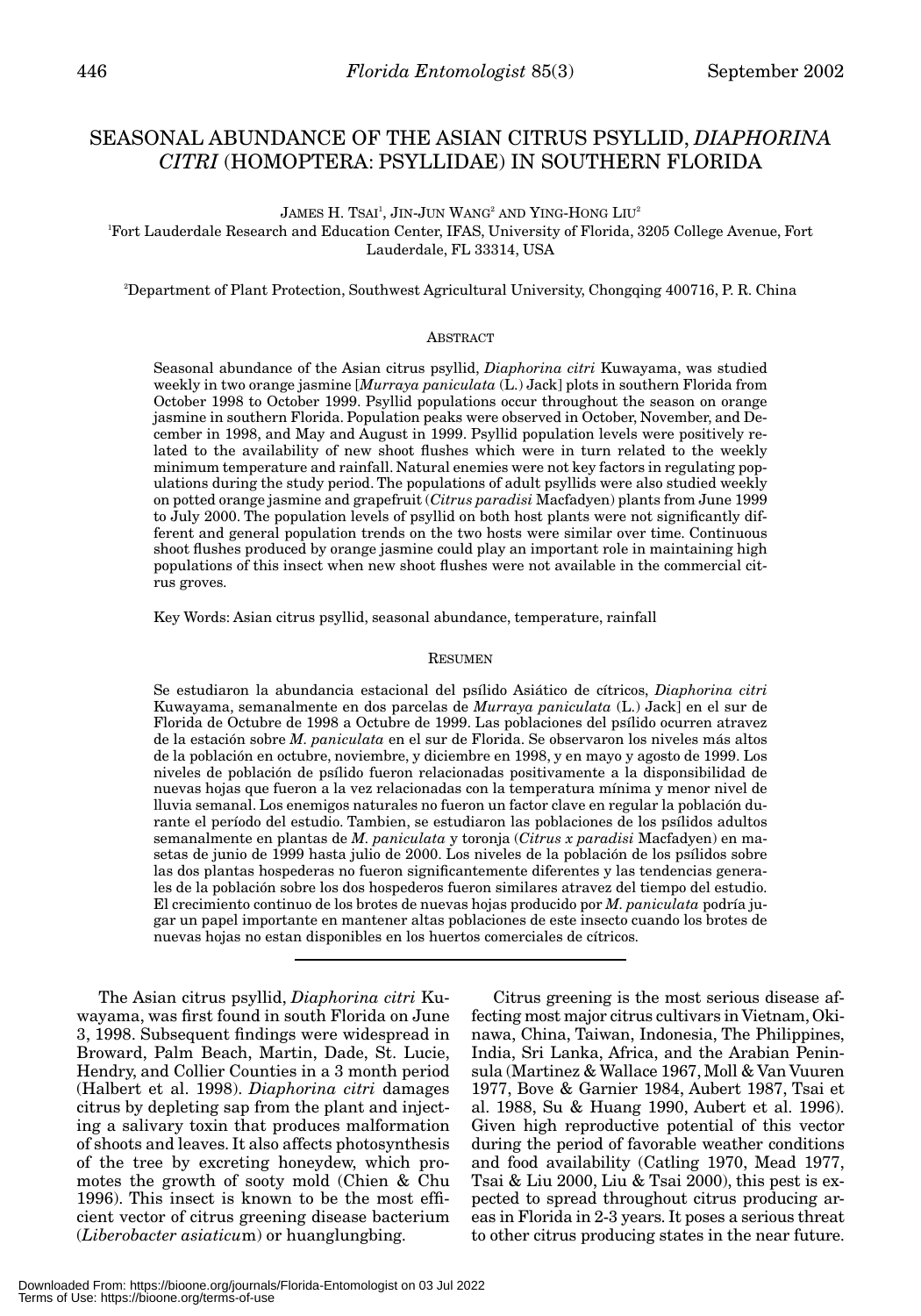# SEASONAL ABUNDANCE OF THE ASIAN CITRUS PSYLLID, *DIAPHORINA CITRI* (HOMOPTERA: PSYLLIDAE) IN SOUTHERN FLORIDA

JAMES H. TSAI[1], JIN-JUN WANG[2] AND YING-HONG LIU[2]

[1]Fort Lauderdale Research and Education Center, IFAS, University of Florida, 3205 College Avenue, Fort Lauderdale, FL 33314, USA

[2]Department of Plant Protection, Southwest Agricultural University, Chongqing 400716, P. R. China

## ABSTRACT

Seasonal abundance of the Asian citrus psyllid, *Diaphorina citri* Kuwayama, was studied weekly in two orange jasmine [*Murraya paniculata* (L.) Jack] plots in southern Florida from October 1998 to October 1999. Psyllid populations occur throughout the season on orange jasmine in southern Florida. Population peaks were observed in October, November, and December in 1998, and May and August in 1999. Psyllid population levels were positively related to the availability of new shoot flushes which were in turn related to the weekly minimum temperature and rainfall. Natural enemies were not key factors in regulating populations during the study period. The populations of adult psyllids were also studied weekly on potted orange jasmine and grapefruit (*Citrus paradisi* Macfadyen) plants from June 1999 to July 2000. The population levels of psyllid on both host plants were not significantly different and general population trends on the two hosts were similar over time. Continuous shoot flushes produced by orange jasmine could play an important role in maintaining high populations of this insect when new shoot flushes were not available in the commercial citrus groves.

Key Words: Asian citrus psyllid, seasonal abundance, temperature, rainfall

## RESUMEN

Se estudiaron la abundancia estacional del psílido Asiático de cítricos, *Diaphorina citri* Kuwayama, semanalmente en dos parcelas de *Murraya paniculata* (L.) Jack] en el sur de Florida de Octubre de 1998 a Octubre de 1999. Las poblaciones del psílido ocurren atravez de la estación sobre *M. paniculata* en el sur de Florida. Se observaron los niveles más altos de la población en octubre, noviembre, y diciembre en 1998, y en mayo y agosto de 1999. Los niveles de población de psílido fueron relacionadas positivamente a la disponibilidad de nuevas hojas que fueron a la vez relacionadas con la temperatura mínima y menor nivel de lluvia semanal. Los enemigos naturales no fueron un factor clave en regular la población durante el período del estudio. Tambien, se estudiaron las poblaciones de los psílidos adultos semanalmente en plantas de *M. paniculata* y toronja (*Citrus x paradisi* Macfadyen) en masetas de junio de 1999 hasta julio de 2000. Los niveles de la población de los psílidos sobre las dos plantas hospederas no fueron significantemente diferentes y las tendencias generales de la población sobre los dos hospederos fueron similares atravez del tiempo del estudio. El crecimiento continuo de los brotes de nuevas hojas producido por *M. paniculata* podría jugar un papel importante en mantener altas poblaciones de este insecto cuando los brotes de nuevas hojas no estan disponibles en los huertos comerciales de cítricos.

---

The Asian citrus psyllid, *Diaphorina citri* Kuwayama, was first found in south Florida on June 3, 1998. Subsequent findings were widespread in Broward, Palm Beach, Martin, Dade, St. Lucie, Hendry, and Collier Counties in a 3 month period (Halbert et al. 1998). *Diaphorina citri* damages citrus by depleting sap from the plant and injecting a salivary toxin that produces malformation of shoots and leaves. It also affects photosynthesis of the tree by excreting honeydew, which promotes the growth of sooty mold (Chien & Chu 1996). This insect is known to be the most efficient vector of citrus greening disease bacterium (*Liberobacter asiaticum*) or huanglungbing.

Citrus greening is the most serious disease affecting most major citrus cultivars in Vietnam, Okinawa, China, Taiwan, Indonesia, The Philippines, India, Sri Lanka, Africa, and the Arabian Peninsula (Martinez & Wallace 1967, Moll & Van Vuuren 1977, Bove & Garnier 1984, Aubert 1987, Tsai et al. 1988, Su & Huang 1990, Aubert et al. 1996). Given high reproductive potential of this vector during the period of favorable weather conditions and food availability (Catling 1970, Mead 1977, Tsai & Liu 2000, Liu & Tsai 2000), this pest is expected to spread throughout citrus producing areas in Florida in 2-3 years. It poses a serious threat to other citrus producing states in the near future.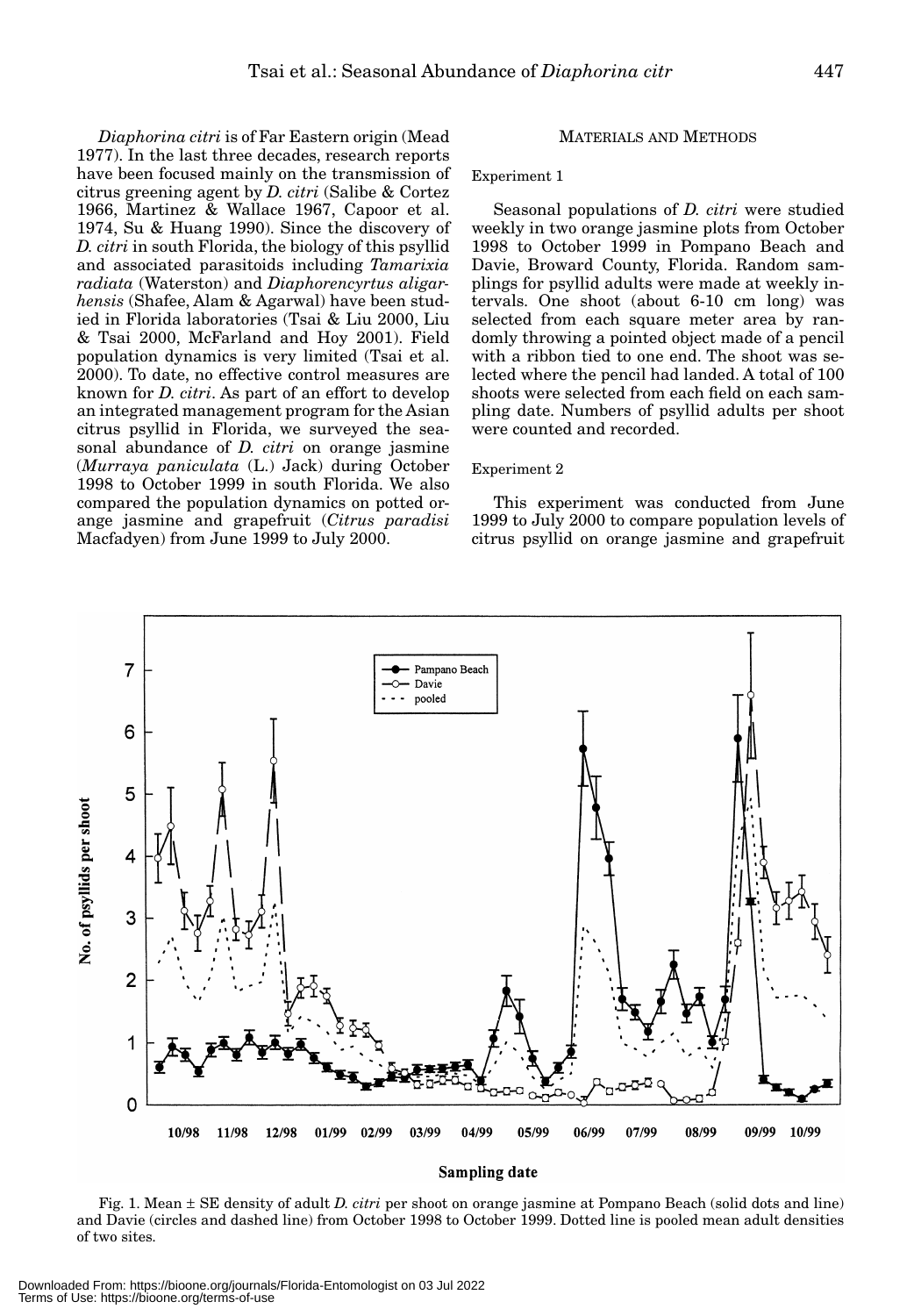*Diaphorina citri* is of Far Eastern origin (Mead 1977). In the last three decades, research reports have been focused mainly on the transmission of citrus greening agent by *D. citri* (Salibe & Cortez 1966, Martinez & Wallace 1967, Capoor et al. 1974, Su & Huang 1990). Since the discovery of *D. citri* in south Florida, the biology of this psyllid and associated parasitoids including *Tamarixia radiata* (Waterston) and *Diaphorencyrtus aligarhensis* (Shafee, Alam & Agarwal) have been studied in Florida laboratories (Tsai & Liu 2000, Liu & Tsai 2000, McFarland and Hoy 2001). Field population dynamics is very limited (Tsai et al. 2000). To date, no effective control measures are known for *D. citri*. As part of an effort to develop an integrated management program for the Asian citrus psyllid in Florida, we surveyed the seasonal abundance of *D. citri* on orange jasmine (*Murraya paniculata* (L.) Jack) during October 1998 to October 1999 in south Florida. We also compared the population dynamics on potted orange jasmine and grapefruit (*Citrus paradisi* Macfadyen) from June 1999 to July 2000.

## MATERIALS AND METHODS

### Experiment 1

Seasonal populations of *D. citri* were studied weekly in two orange jasmine plots from October 1998 to October 1999 in Pompano Beach and Davie, Broward County, Florida. Random samplings for psyllid adults were made at weekly intervals. One shoot (about 6-10 cm long) was selected from each square meter area by randomly throwing a pointed object made of a pencil with a ribbon tied to one end. The shoot was selected where the pencil had landed. A total of 100 shoots were selected from each field on each sampling date. Numbers of psyllid adults per shoot were counted and recorded.

### Experiment 2

This experiment was conducted from June 1999 to July 2000 to compare population levels of citrus psyllid on orange jasmine and grapefruit

Pampano Beach
Davie
pooled

No. of psyllids per shoot

0
1
2
3
4
5
6
7

10/98 11/98 12/98 01/99 02/99 03/99 04/99 05/99 06/99 07/99 08/99 09/99 10/99

Sampling date

Fig. 1. Mean ± SE density of adult *D. citri* per shoot on orange jasmine at Pompano Beach (solid dots and line) and Davie (circles and dashed line) from October 1998 to October 1999. Dotted line is pooled mean adult densities of two sites.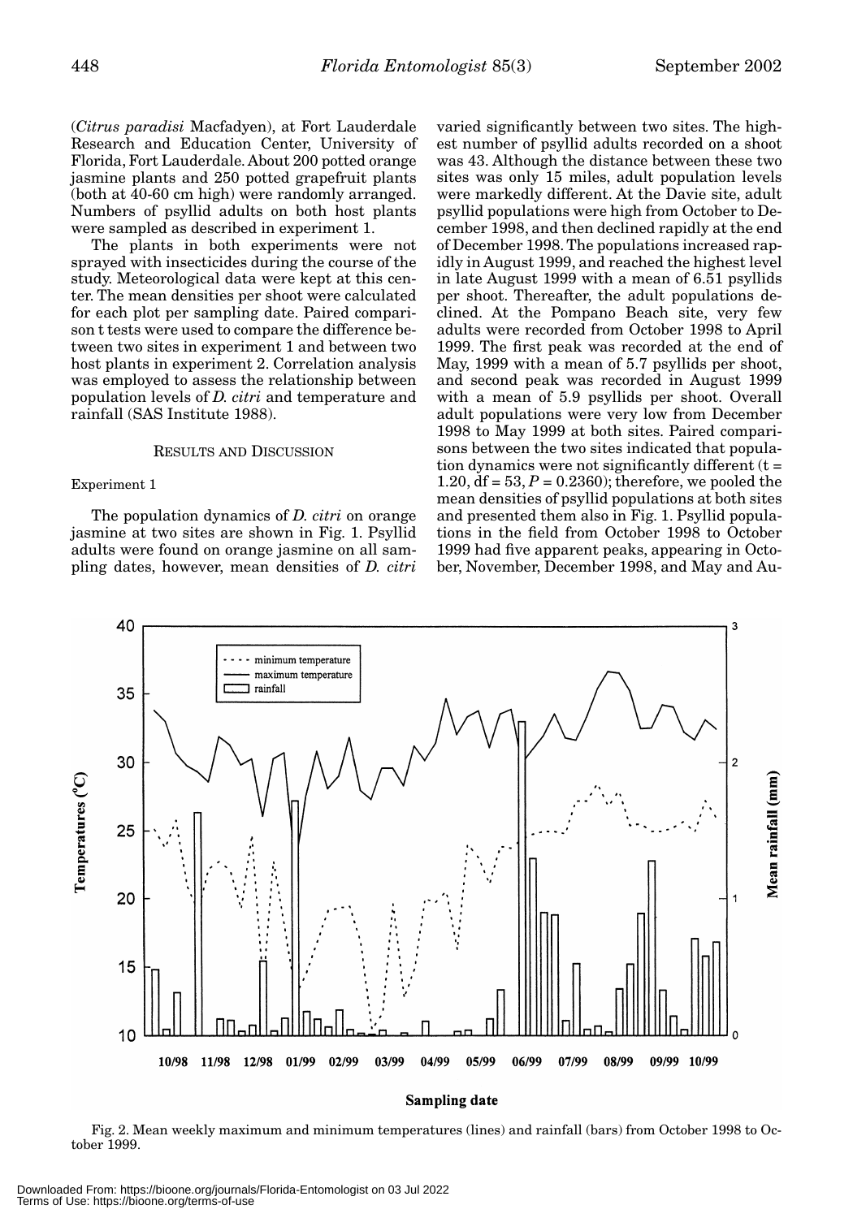(*Citrus paradisi* Macfadyen), at Fort Lauderdale Research and Education Center, University of Florida, Fort Lauderdale. About 200 potted orange jasmine plants and 250 potted grapefruit plants (both at 40-60 cm high) were randomly arranged. Numbers of psyllid adults on both host plants were sampled as described in experiment 1.

The plants in both experiments were not sprayed with insecticides during the course of the study. Meteorological data were kept at this center. The mean densities per shoot were calculated for each plot per sampling date. Paired comparison t tests were used to compare the difference between two sites in experiment 1 and between two host plants in experiment 2. Correlation analysis was employed to assess the relationship between population levels of *D. citri* and temperature and rainfall (SAS Institute 1988).

## RESULTS AND DISCUSSION

### Experiment 1

The population dynamics of *D. citri* on orange jasmine at two sites are shown in Fig. 1. Psyllid adults were found on orange jasmine on all sampling dates, however, mean densities of *D. citri* varied significantly between two sites. The highest number of psyllid adults recorded on a shoot was 43. Although the distance between these two sites was only 15 miles, adult population levels were markedly different. At the Davie site, adult psyllid populations were high from October to December 1998, and then declined rapidly at the end of December 1998. The populations increased rapidly in August 1999, and reached the highest level in late August 1999 with a mean of 6.51 psyllids per shoot. Thereafter, the adult populations declined. At the Pompano Beach site, very few adults were recorded from October 1998 to April 1999. The first peak was recorded at the end of May, 1999 with a mean of 5.7 psyllids per shoot, and second peak was recorded in August 1999 with a mean of 5.9 psyllids per shoot. Overall adult populations were very low from December 1998 to May 1999 at both sites. Paired comparisons between the two sites indicated that population dynamics were not significantly different ($t = 1.20$, $df = 53$, $P = 0.2360$); therefore, we pooled the mean densities of psyllid populations at both sites and presented them also in Fig. 1. Psyllid populations in the field from October 1998 to October 1999 had five apparent peaks, appearing in October, November, December 1998, and May and Au-

Temperatures (°C)
40
35
30
25
20
15
10

Mean rainfall (mm)
3
2
1
0

minimum temperature
maximum temperature
rainfall

10/98 11/98 12/98 01/99 02/99 03/99 04/99 05/99 06/99 07/99 08/99 09/99 10/99

Sampling date

Fig. 2. Mean weekly maximum and minimum temperatures (lines) and rainfall (bars) from October 1998 to October 1999.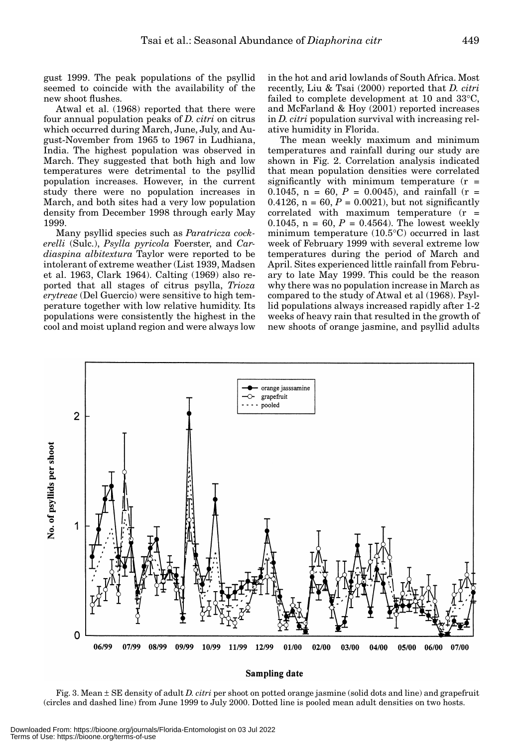gust 1999. The peak populations of the psyllid seemed to coincide with the availability of the new shoot flushes.

Atwal et al. (1968) reported that there were four annual population peaks of *D. citri* on citrus which occurred during March, June, July, and August-November from 1965 to 1967 in Ludhiana, India. The highest population was observed in March. They suggested that both high and low temperatures were detrimental to the psyllid population increases. However, in the current study there were no population increases in March, and both sites had a very low population density from December 1998 through early May 1999.

Many psyllid species such as *Paratricza cockerelli* (Sulc.), *Psylla pyricola* Foerster, and *Cardiaspina albitextura* Taylor were reported to be intolerant of extreme weather (List 1939, Madsen et al. 1963, Clark 1964). Calting (1969) also reported that all stages of citrus psylla, *Trioza erytreae* (Del Guercio) were sensitive to high temperature together with low relative humidity. Its populations were consistently the highest in the cool and moist upland region and were always low in the hot and arid lowlands of South Africa. Most recently, Liu & Tsai (2000) reported that *D. citri* failed to complete development at 10 and 33°C, and McFarland & Hoy (2001) reported increases in *D. citri* population survival with increasing relative humidity in Florida.

The mean weekly maximum and minimum temperatures and rainfall during our study are shown in Fig. 2. Correlation analysis indicated that mean population densities were correlated significantly with minimum temperature ($r = 0.1045$, $n = 60$, $P = 0.0045$), and rainfall ($r = 0.4126$, $n = 60$, $P = 0.0021$), but not significantly correlated with maximum temperature ($r = 0.1045$, $n = 60$, $P = 0.4564$). The lowest weekly minimum temperature (10.5°C) occurred in last week of February 1999 with several extreme low temperatures during the period of March and April. Sites experienced little rainfall from February to late May 1999. This could be the reason why there was no population increase in March as compared to the study of Atwal et al (1968). Psyllid populations always increased rapidly after 1-2 weeks of heavy rain that resulted in the growth of new shoots of orange jasmine, and psyllid adults

orange jasssamine
grapefruit
pooled

No. of psyllids per shoot

0
1
2

06/99 07/99 08/99 09/99 10/99 11/99 12/99 01/00 02/00 03/00 04/00 05/00 06/00 07/00

Sampling date

Fig. 3. Mean ± SE density of adult *D. citri* per shoot on potted orange jasmine (solid dots and line) and grapefruit (circles and dashed line) from June 1999 to July 2000. Dotted line is pooled mean adult densities on two hosts.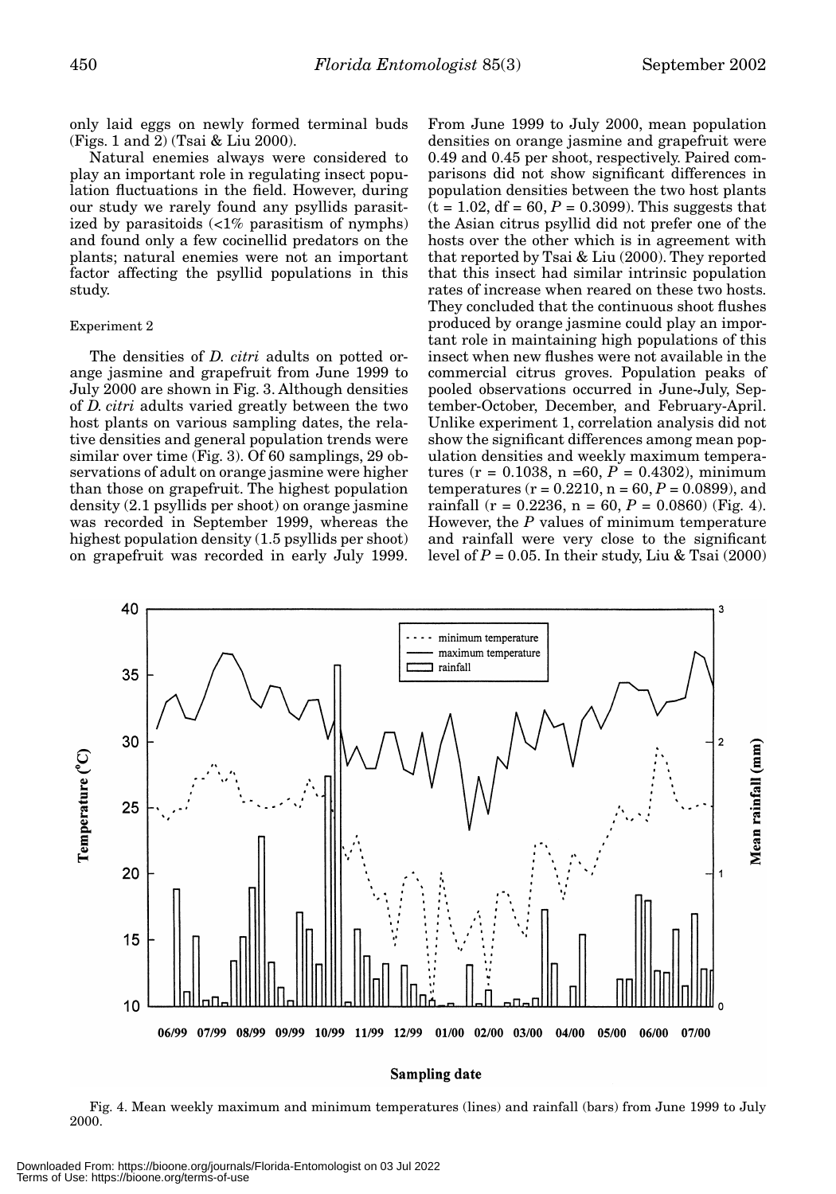only laid eggs on newly formed terminal buds (Figs. 1 and 2) (Tsai & Liu 2000).

Natural enemies always were considered to play an important role in regulating insect population fluctuations in the field. However, during our study we rarely found any psyllids parasitized by parasitoids (<1% parasitism of nymphs) and found only a few cocinellid predators on the plants; natural enemies were not an important factor affecting the psyllid populations in this study.

### Experiment 2

The densities of *D. citri* adults on potted orange jasmine and grapefruit from June 1999 to July 2000 are shown in Fig. 3. Although densities of *D. citri* adults varied greatly between the two host plants on various sampling dates, the relative densities and general population trends were similar over time (Fig. 3). Of 60 samplings, 29 observations of adult on orange jasmine were higher than those on grapefruit. The highest population density (2.1 psyllids per shoot) on orange jasmine was recorded in September 1999, whereas the highest population density (1.5 psyllids per shoot) on grapefruit was recorded in early July 1999. From June 1999 to July 2000, mean population densities on orange jasmine and grapefruit were 0.49 and 0.45 per shoot, respectively. Paired comparisons did not show significant differences in population densities between the two host plants ($t = 1.02$, $df = 60$, $P = 0.3099$). This suggests that the Asian citrus psyllid did not prefer one of the hosts over the other which is in agreement with that reported by Tsai & Liu (2000). They reported that this insect had similar intrinsic population rates of increase when reared on these two hosts. They concluded that the continuous shoot flushes produced by orange jasmine could play an important role in maintaining high populations of this insect when new flushes were not available in the commercial citrus groves. Population peaks of pooled observations occurred in June-July, September-October, December, and February-April. Unlike experiment 1, correlation analysis did not show the significant differences among mean population densities and weekly maximum temperatures ($r = 0.1038$, $n = 60$, $P = 0.4302$), minimum temperatures ($r = 0.2210$, $n = 60$, $P = 0.0899$), and rainfall ($r = 0.2236$, $n = 60$, $P = 0.0860$) (Fig. 4). However, the $P$ values of minimum temperature and rainfall were very close to the significant level of $P = 0.05$. In their study, Liu & Tsai (2000)

Temperature (°C)
40
35
30
25
20
15
10

Mean rainfall (mm)
3
2
1
0

minimum temperature
maximum temperature
rainfall

06/99 07/99 08/99 09/99 10/99 11/99 12/99 01/00 02/00 03/00 04/00 05/00 06/00 07/00

Sampling date

Fig. 4. Mean weekly maximum and minimum temperatures (lines) and rainfall (bars) from June 1999 to July 2000.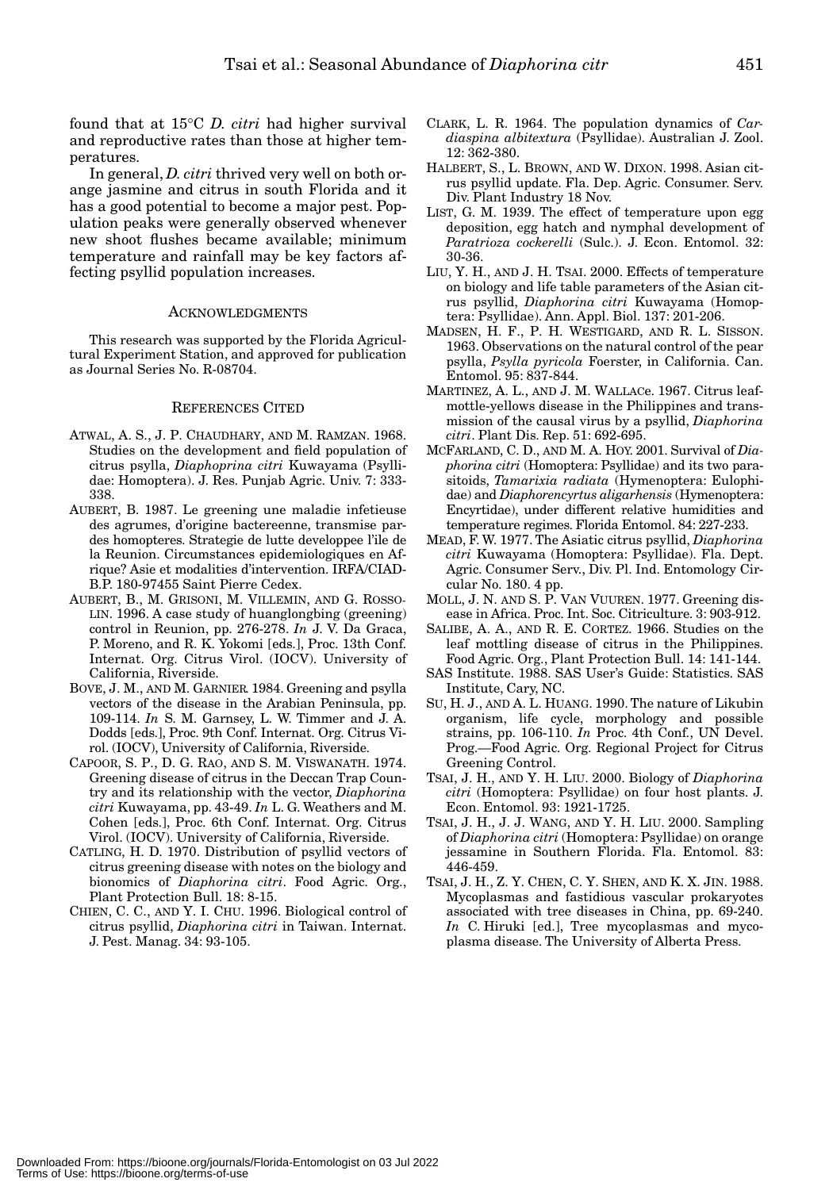found that at 15°C *D. citri* had higher survival and reproductive rates than those at higher temperatures.

In general, *D. citri* thrived very well on both orange jasmine and citrus in south Florida and it has a good potential to become a major pest. Population peaks were generally observed whenever new shoot flushes became available; minimum temperature and rainfall may be key factors affecting psyllid population increases.

## ACKNOWLEDGMENTS

This research was supported by the Florida Agricultural Experiment Station, and approved for publication as Journal Series No. R-08704.

## REFERENCES CITED

ATWAL, A. S., J. P. CHAUDHARY, AND M. RAMZAN. 1968. Studies on the development and field population of citrus psylla, *Diaphoprina citri* Kuwayama (Psyllidae: Homoptera). J. Res. Punjab Agric. Univ. 7: 333-338.

AUBERT, B. 1987. Le greening une maladie infetieuse des agrumes, d'origine bactereenne, transmise pardes homopteres. Strategie de lutte developpee l'ile de la Reunion. Circumstances epidemiologiques en Afrique? Asie et modalities d'intervention. IRFA/CIAD-B.P. 180-97455 Saint Pierre Cedex.

AUBERT, B., M. GRISONI, M. VILLEMIN, AND G. ROSSOLIN. 1996. A case study of huanglongbing (greening) control in Reunion, pp. 276-278. *In* J. V. Da Graca, P. Moreno, and R. K. Yokomi [eds.], Proc. 13th Conf. Internat. Org. Citrus Virol. (IOCV). University of California, Riverside.

BOVE, J. M., AND M. GARNIER. 1984. Greening and psylla vectors of the disease in the Arabian Peninsula, pp. 109-114. *In* S. M. Garnsey, L. W. Timmer and J. A. Dodds [eds.], Proc. 9th Conf. Internat. Org. Citrus Virol. (IOCV), University of California, Riverside.

CAPOOR, S. P., D. G. RAO, AND S. M. VISWANATH. 1974. Greening disease of citrus in the Deccan Trap Country and its relationship with the vector, *Diaphorina citri* Kuwayama, pp. 43-49. *In* L. G. Weathers and M. Cohen [eds.], Proc. 6th Conf. Internat. Org. Citrus Virol. (IOCV). University of California, Riverside.

CATLING, H. D. 1970. Distribution of psyllid vectors of citrus greening disease with notes on the biology and bionomics of *Diaphorina citri*. Food Agric. Org., Plant Protection Bull. 18: 8-15.

CHIEN, C. C., AND Y. I. CHU. 1996. Biological control of citrus psyllid, *Diaphorina citri* in Taiwan. Internat. J. Pest. Manag. 34: 93-105.

CLARK, L. R. 1964. The population dynamics of *Cardiaspina albitextura* (Psyllidae). Australian J. Zool. 12: 362-380.

HALBERT, S., L. BROWN, AND W. DIXON. 1998. Asian citrus psyllid update. Fla. Dep. Agric. Consumer. Serv. Div. Plant Industry 18 Nov.

LIST, G. M. 1939. The effect of temperature upon egg deposition, egg hatch and nymphal development of *Paratrioza cockerelli* (Sulc.). J. Econ. Entomol. 32: 30-36.

LIU, Y. H., AND J. H. TSAI. 2000. Effects of temperature on biology and life table parameters of the Asian citrus psyllid, *Diaphorina citri* Kuwayama (Homoptera: Psyllidae). Ann. Appl. Biol. 137: 201-206.

MADSEN, H. F., P. H. WESTIGARD, AND R. L. SISSON. 1963. Observations on the natural control of the pear psylla, *Psylla pyricola* Foerster, in California. Can. Entomol. 95: 837-844.

MARTINEZ, A. L., AND J. M. WALLACe. 1967. Citrus leaf-mottle-yellows disease in the Philippines and transmission of the causal virus by a psyllid, *Diaphorina citri*. Plant Dis. Rep. 51: 692-695.

MCFARLAND, C. D., AND M. A. HOY. 2001. Survival of *Diaphorina citri* (Homoptera: Psyllidae) and its two parasitoids, *Tamarixia radiata* (Hymenoptera: Eulophidae) and *Diaphorencyrtus aligarhensis* (Hymenoptera: Encyrtidae), under different relative humidities and temperature regimes. Florida Entomol. 84: 227-233.

MEAD, F. W. 1977. The Asiatic citrus psyllid, *Diaphorina citri* Kuwayama (Homoptera: Psyllidae). Fla. Dept. Agric. Consumer Serv., Div. Pl. Ind. Entomology Circular No. 180. 4 pp.

MOLL, J. N. AND S. P. VAN VUUREN. 1977. Greening disease in Africa. Proc. Int. Soc. Citriculture. 3: 903-912.

SALIBE, A. A., AND R. E. CORTEZ. 1966. Studies on the leaf mottling disease of citrus in the Philippines. Food Agric. Org., Plant Protection Bull. 14: 141-144.

SAS Institute. 1988. SAS User's Guide: Statistics. SAS Institute, Cary, NC.

SU, H. J., AND A. L. HUANG. 1990. The nature of Likubin organism, life cycle, morphology and possible strains, pp. 106-110. *In* Proc. 4th Conf., UN Devel. Prog.—Food Agric. Org. Regional Project for Citrus Greening Control.

TSAI, J. H., AND Y. H. LIU. 2000. Biology of *Diaphorina citri* (Homoptera: Psyllidae) on four host plants. J. Econ. Entomol. 93: 1921-1725.

TSAI, J. H., J. J. WANG, AND Y. H. LIU. 2000. Sampling of *Diaphorina citri* (Homoptera: Psyllidae) on orange jessamine in Southern Florida. Fla. Entomol. 83: 446-459.

TSAI, J. H., Z. Y. CHEN, C. Y. SHEN, AND K. X. JIN. 1988. Mycoplasmas and fastidious vascular prokaryotes associated with tree diseases in China, pp. 69-240. *In* C. Hiruki [ed.], Tree mycoplasmas and mycoplasma disease. The University of Alberta Press.